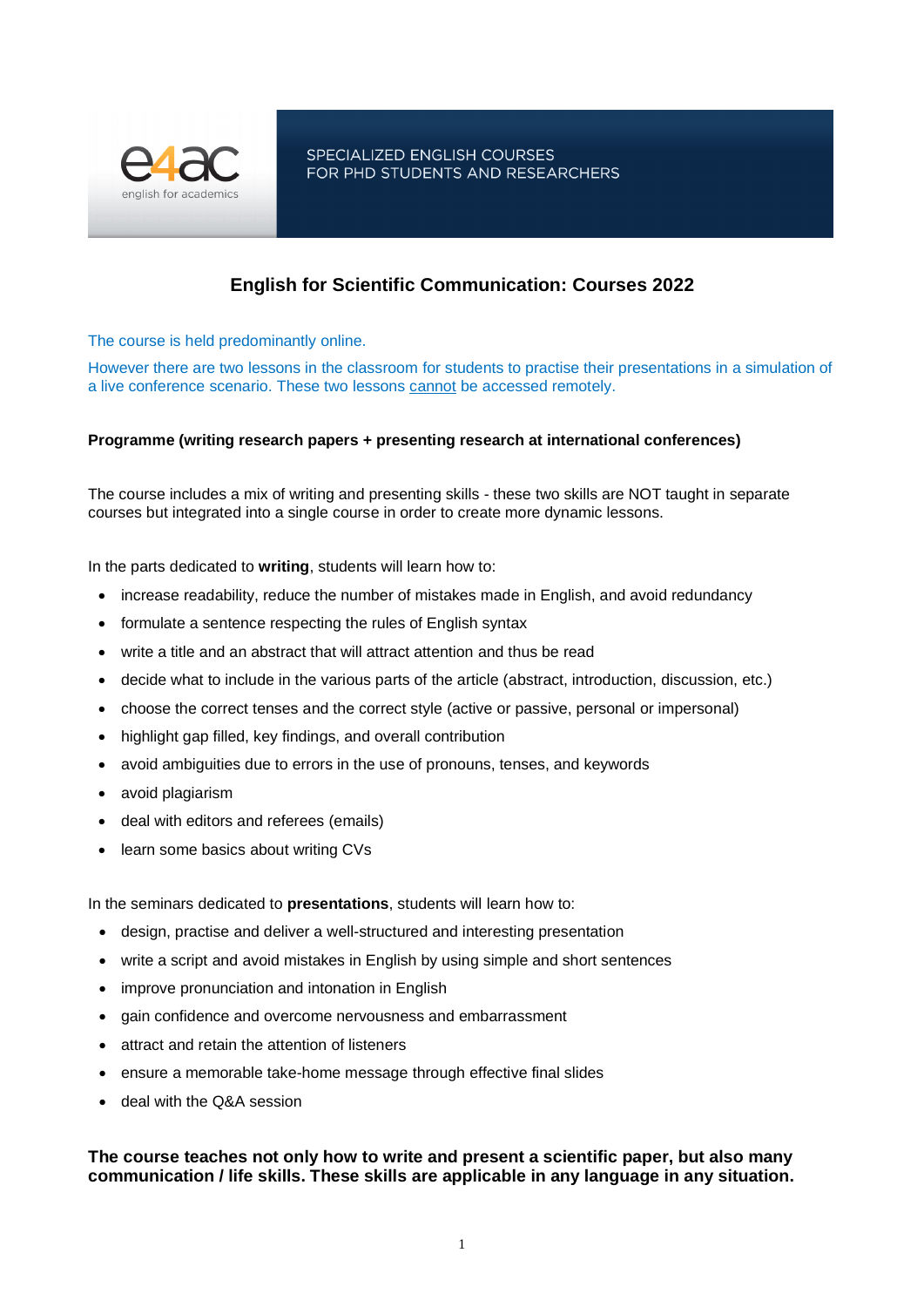e4ac english for academics

SPECIALIZED ENGLISH COURSES FOR PHD STUDENTS AND RESEARCHERS

# English for Scientific Communication: Courses 2022

The course is held predominantly online.

However there are two lessons in the classroom for students to practise their presentations in a simulation of a live conference scenario. These two lessons cannot be accessed remotely.

**Programme (writing research papers + presenting research at international conferences)**

The course includes a mix of writing and presenting skills - these two skills are NOT taught in separate courses but integrated into a single course in order to create more dynamic lessons.

In the parts dedicated to **writing**, students will learn how to:

- increase readability, reduce the number of mistakes made in English, and avoid redundancy
- formulate a sentence respecting the rules of English syntax
- write a title and an abstract that will attract attention and thus be read
- decide what to include in the various parts of the article (abstract, introduction, discussion, etc.)
- choose the correct tenses and the correct style (active or passive, personal or impersonal)
- highlight gap filled, key findings, and overall contribution
- avoid ambiguities due to errors in the use of pronouns, tenses, and keywords
- avoid plagiarism
- deal with editors and referees (emails)
- learn some basics about writing CVs

In the seminars dedicated to **presentations**, students will learn how to:

- design, practise and deliver a well-structured and interesting presentation
- write a script and avoid mistakes in English by using simple and short sentences
- improve pronunciation and intonation in English
- gain confidence and overcome nervousness and embarrassment
- attract and retain the attention of listeners
- ensure a memorable take-home message through effective final slides
- deal with the Q&A session

**The course teaches not only how to write and present a scientific paper, but also many communication / life skills. These skills are applicable in any language in any situation.**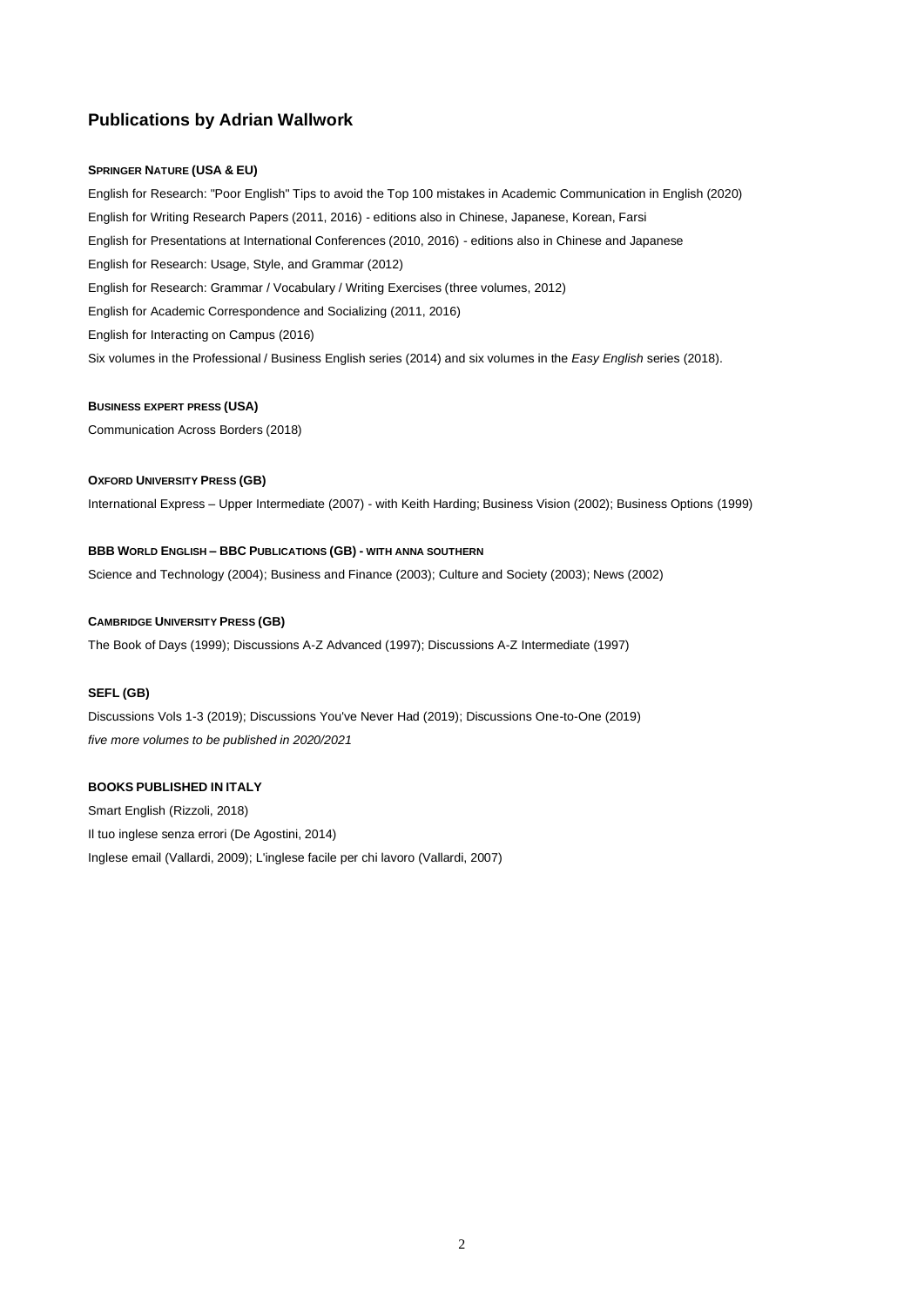## Publications by Adrian Wallwork

**SPRINGER NATURE (USA & EU)**

English for Research: "Poor English" Tips to avoid the Top 100 mistakes in Academic Communication in English (2020)
English for Writing Research Papers (2011, 2016) - editions also in Chinese, Japanese, Korean, Farsi
English for Presentations at International Conferences (2010, 2016) - editions also in Chinese and Japanese
English for Research: Usage, Style, and Grammar (2012)
English for Research: Grammar / Vocabulary / Writing Exercises (three volumes, 2012)
English for Academic Correspondence and Socializing (2011, 2016)
English for Interacting on Campus (2016)
Six volumes in the Professional / Business English series (2014) and six volumes in the *Easy English* series (2018).

**BUSINESS EXPERT PRESS (USA)**

Communication Across Borders (2018)

**OXFORD UNIVERSITY PRESS (GB)**

International Express – Upper Intermediate (2007) - with Keith Harding; Business Vision (2002); Business Options (1999)

**BBB WORLD ENGLISH – BBC PUBLICATIONS (GB) - WITH ANNA SOUTHERN**

Science and Technology (2004); Business and Finance (2003); Culture and Society (2003); News (2002)

**CAMBRIDGE UNIVERSITY PRESS (GB)**

The Book of Days (1999); Discussions A-Z Advanced (1997); Discussions A-Z Intermediate (1997)

**SEFL (GB)**

Discussions Vols 1-3 (2019); Discussions You've Never Had (2019); Discussions One-to-One (2019)
*five more volumes to be published in 2020/2021*

**BOOKS PUBLISHED IN ITALY**

Smart English (Rizzoli, 2018)
Il tuo inglese senza errori (De Agostini, 2014)
Inglese email (Vallardi, 2009); L'inglese facile per chi lavoro (Vallardi, 2007)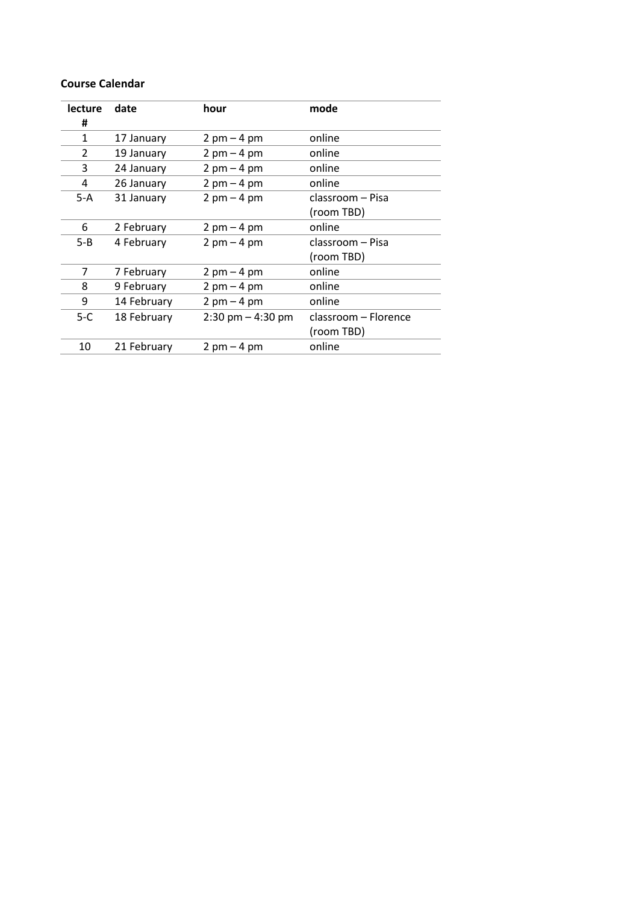**Course Calendar**

| lecture # | date | hour | mode |
|---|---|---|---|
| 1 | 17 January | 2 pm – 4 pm | online |
| 2 | 19 January | 2 pm – 4 pm | online |
| 3 | 24 January | 2 pm – 4 pm | online |
| 4 | 26 January | 2 pm – 4 pm | online |
| 5-A | 31 January | 2 pm – 4 pm | classroom – Pisa (room TBD) |
| 6 | 2 February | 2 pm – 4 pm | online |
| 5-B | 4 February | 2 pm – 4 pm | classroom – Pisa (room TBD) |
| 7 | 7 February | 2 pm – 4 pm | online |
| 8 | 9 February | 2 pm – 4 pm | online |
| 9 | 14 February | 2 pm – 4 pm | online |
| 5-C | 18 February | 2:30 pm – 4:30 pm | classroom – Florence (room TBD) |
| 10 | 21 February | 2 pm – 4 pm | online |